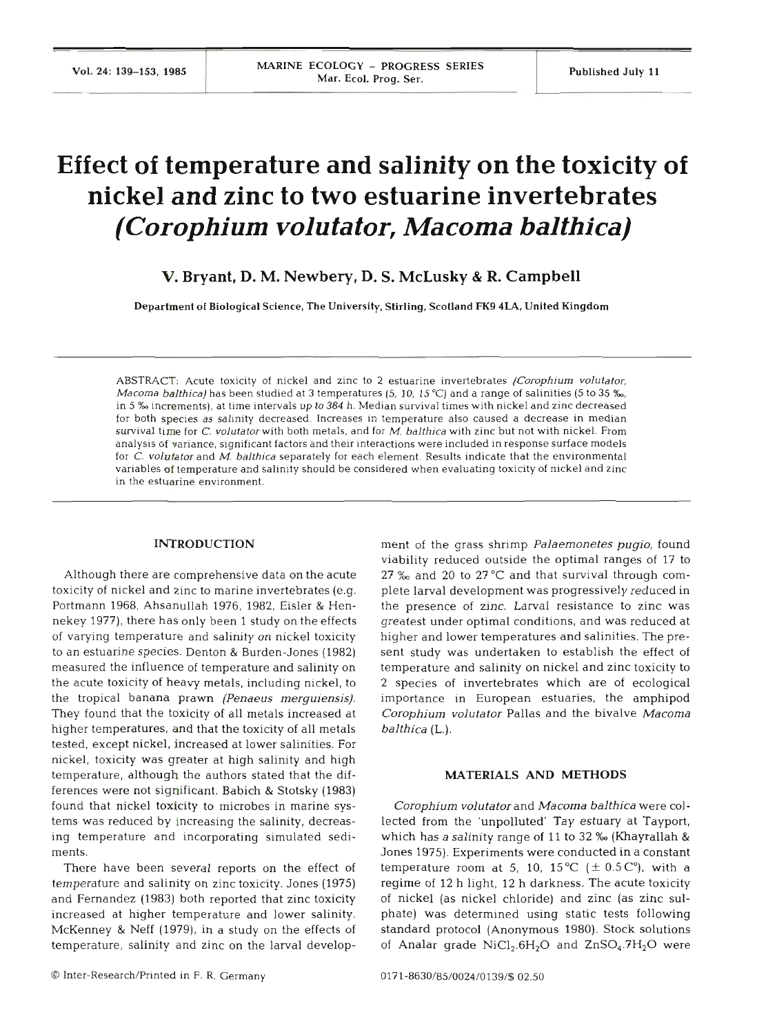# Effect of temperature and salinity on the toxicity of nickel and zinc to two estuarine invertebrates (*Corophium volutator, Macoma balthica*)

**V. Bryant, D. M. Newbery, D. S. McLusky & R. Campbell**

Department of Biological Science, The University, Stirling, Scotland FK9 4LA, United Kingdom

ABSTRACT: Acute toxicity of nickel and zinc to 2 estuarine invertebrates (*Corophium volutator, Macoma balthica*) has been studied at 3 temperatures (5, 10, 15 °C) and a range of salinities (5 to 35 ‰, in 5 ‰ increments), at time intervals up to 384 h. Median survival times with nickel and zinc decreased for both species as salinity decreased. Increases in temperature also caused a decrease in median survival time for *C. volutator* with both metals, and for *M. balthica* with zinc but not with nickel. From analysis of variance, significant factors and their interactions were included in response surface models for *C. volutator* and *M. balthica* separately for each element. Results indicate that the environmental variables of temperature and salinity should be considered when evaluating toxicity of nickel and zinc in the estuarine environment.

## INTRODUCTION

Although there are comprehensive data on the acute toxicity of nickel and zinc to marine invertebrates (e.g. Portmann 1968, Ahsanullah 1976, 1982, Eisler & Hennekey 1977), there has only been 1 study on the effects of varying temperature and salinity on nickel toxicity to an estuarine species. Denton & Burden-Jones (1982) measured the influence of temperature and salinity on the acute toxicity of heavy metals, including nickel, to the tropical banana prawn (*Penaeus merguiensis*). They found that the toxicity of all metals increased at higher temperatures, and that the toxicity of all metals tested, except nickel, increased at lower salinities. For nickel, toxicity was greater at high salinity and high temperature, although the authors stated that the differences were not significant. Babich & Stotsky (1983) found that nickel toxicity to microbes in marine systems was reduced by increasing the salinity, decreasing temperature and incorporating simulated sediments.

There have been several reports on the effect of temperature and salinity on zinc toxicity. Jones (1975) and Fernandez (1983) both reported that zinc toxicity increased at higher temperature and lower salinity. McKenney & Neff (1979), in a study on the effects of temperature, salinity and zinc on the larval development of the grass shrimp *Palaemonetes pugio*, found viability reduced outside the optimal ranges of 17 to 27 ‰ and 20 to 27 °C and that survival through complete larval development was progressively reduced in the presence of zinc. Larval resistance to zinc was greatest under optimal conditions, and was reduced at higher and lower temperatures and salinities. The present study was undertaken to establish the effect of temperature and salinity on nickel and zinc toxicity to 2 species of invertebrates which are of ecological importance in European estuaries, the amphipod *Corophium volutator* Pallas and the bivalve *Macoma balthica* (L.).

## MATERIALS AND METHODS

*Corophium volutator* and *Macoma balthica* were collected from the 'unpolluted' Tay estuary at Tayport, which has a salinity range of 11 to 32 ‰ (Khayrallah & Jones 1975). Experiments were conducted in a constant temperature room at 5, 10, 15 °C (± 0.5 C°), with a regime of 12 h light, 12 h darkness. The acute toxicity of nickel (as nickel chloride) and zinc (as zinc sulphate) was determined using static tests following standard protocol (Anonymous 1980). Stock solutions of Analar grade $NiCl_2.6H_2O$ and $ZnSO_4.7H_2O$ were

© Inter-Research/Printed in F. R. Germany

0171-8630/85/0024/0139/$ 02.50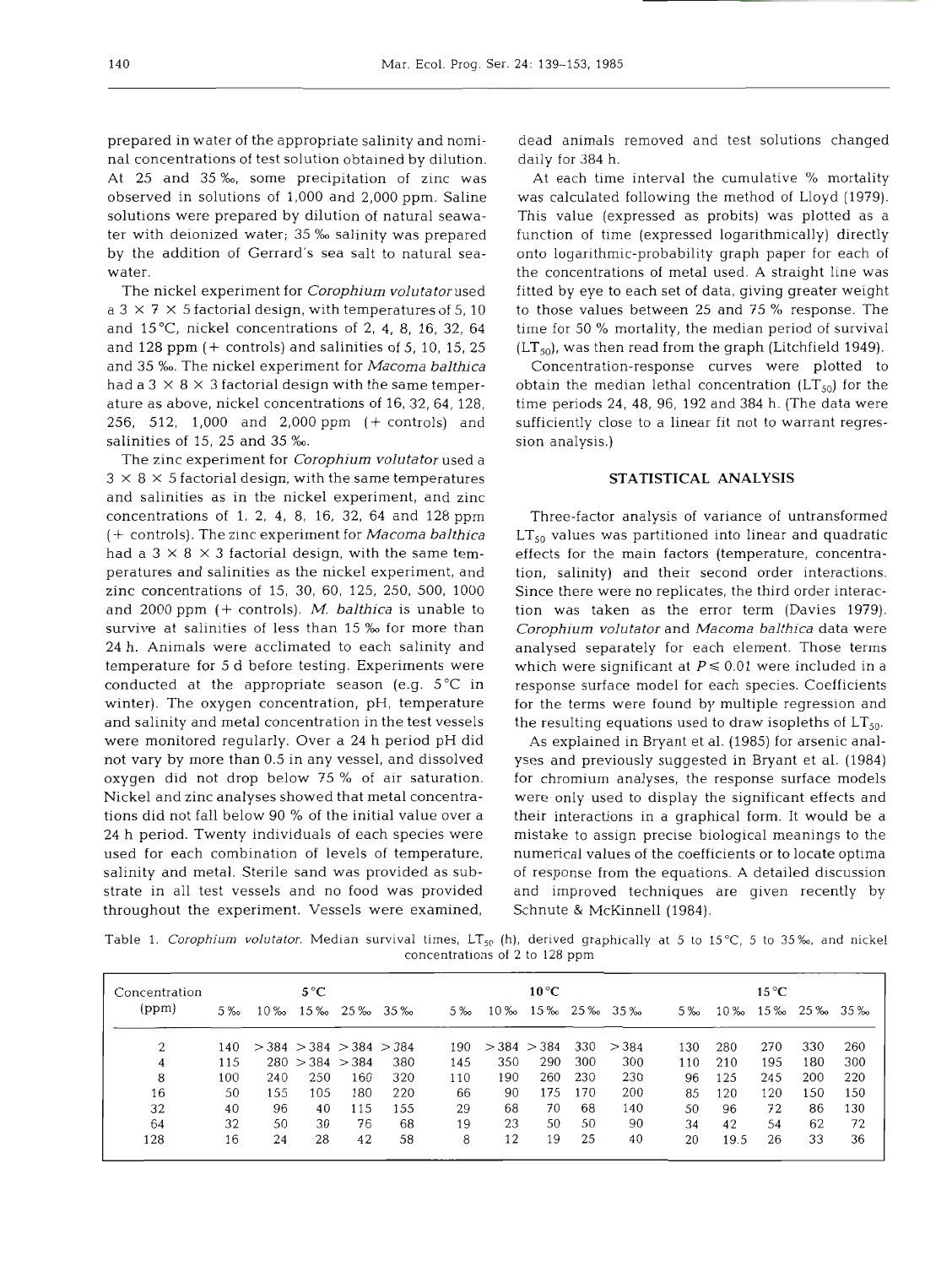prepared in water of the appropriate salinity and nominal concentrations of test solution obtained by dilution. At 25 and 35 ‰, some precipitation of zinc was observed in solutions of 1,000 and 2,000 ppm. Saline solutions were prepared by dilution of natural seawater with deionized water; 35 ‰ salinity was prepared by the addition of Gerrard's sea salt to natural seawater.

The nickel experiment for *Corophium volutator* used a 3 × 7 × 5 factorial design, with temperatures of 5, 10 and 15 °C, nickel concentrations of 2, 4, 8, 16, 32, 64 and 128 ppm (+ controls) and salinities of 5, 10, 15, 25 and 35 ‰. The nickel experiment for *Macoma balthica* had a 3 × 8 × 3 factorial design with the same temperature as above, nickel concentrations of 16, 32, 64, 128, 256, 512, 1,000 and 2,000 ppm (+ controls) and salinities of 15, 25 and 35 ‰.

The zinc experiment for *Corophium volutator* used a 3 × 8 × 5 factorial design, with the same temperatures and salinities as in the nickel experiment, and zinc concentrations of 1, 2, 4, 8, 16, 32, 64 and 128 ppm (+ controls). The zinc experiment for *Macoma balthica* had a 3 × 8 × 3 factorial design, with the same temperatures and salinities as the nickel experiment, and zinc concentrations of 15, 30, 60, 125, 250, 500, 1000 and 2000 ppm (+ controls). *M. balthica* is unable to survive at salinities of less than 15 ‰ for more than 24 h. Animals were acclimated to each salinity and temperature for 5 d before testing. Experiments were conducted at the appropriate season (e.g. 5 °C in winter). The oxygen concentration, pH, temperature and salinity and metal concentration in the test vessels were monitored regularly. Over a 24 h period pH did not vary by more than 0.5 in any vessel, and dissolved oxygen did not drop below 75 % of air saturation. Nickel and zinc analyses showed that metal concentrations did not fall below 90 % of the initial value over a 24 h period. Twenty individuals of each species were used for each combination of levels of temperature, salinity and metal. Sterile sand was provided as substrate in all test vessels and no food was provided throughout the experiment. Vessels were examined, dead animals removed and test solutions changed daily for 384 h.

At each time interval the cumulative % mortality was calculated following the method of Lloyd (1979). This value (expressed as probits) was plotted as a function of time (expressed logarithmically) directly onto logarithmic-probability graph paper for each of the concentrations of metal used. A straight line was fitted by eye to each set of data, giving greater weight to those values between 25 and 75 % response. The time for 50 % mortality, the median period of survival ($LT_{50}$), was then read from the graph (Litchfield 1949).

Concentration-response curves were plotted to obtain the median lethal concentration ($LT_{50}$) for the time periods 24, 48, 96, 192 and 384 h. (The data were sufficiently close to a linear fit not to warrant regression analysis.)

## STATISTICAL ANALYSIS

Three-factor analysis of variance of untransformed $LT_{50}$ values was partitioned into linear and quadratic effects for the main factors (temperature, concentration, salinity) and their second order interactions. Since there were no replicates, the third order interaction was taken as the error term (Davies 1979). *Corophium volutator* and *Macoma balthica* data were analysed separately for each element. Those terms which were significant at $P \leq 0.01$ were included in a response surface model for each species. Coefficients for the terms were found by multiple regression and the resulting equations used to draw isopleths of $LT_{50}$.

As explained in Bryant et al. (1985) for arsenic analyses and previously suggested in Bryant et al. (1984) for chromium analyses, the response surface models were only used to display the significant effects and their interactions in a graphical form. It would be a mistake to assign precise biological meanings to the numerical values of the coefficients or to locate optima of response from the equations. A detailed discussion and improved techniques are given recently by Schnute & McKinnell (1984).

Table 1. *Corophium volutator*. Median survival times, $LT_{50}$ (h), derived graphically at 5 to 15 °C, 5 to 35 ‰, and nickel concentrations of 2 to 128 ppm

| Concentration (ppm) | 5 °C | | | | | 10 °C | | | | | 15 °C | | | | |
|---|---|---|---|---|---|---|---|---|---|---|---|---|---|---|---|
| | 5 ‰ | 10 ‰ | 15 ‰ | 25 ‰ | 35 ‰ | 5 ‰ | 10 ‰ | 15 ‰ | 25 ‰ | 35 ‰ | 5 ‰ | 10 ‰ | 15 ‰ | 25 ‰ | 35 ‰ |
| 2 | 140 | >384 | >384 | >384 | >384 | 190 | >384 | >384 | 330 | >384 | 130 | 280 | 270 | 330 | 260 |
| 4 | 115 | 280 | >384 | >384 | 380 | 145 | 350 | 290 | 300 | 300 | 110 | 210 | 195 | 180 | 300 |
| 8 | 100 | 240 | 250 | 160 | 320 | 110 | 190 | 260 | 230 | 230 | 96 | 125 | 245 | 200 | 220 |
| 16 | 50 | 155 | 105 | 180 | 220 | 66 | 90 | 175 | 170 | 200 | 85 | 120 | 120 | 150 | 150 |
| 32 | 40 | 96 | 40 | 115 | 155 | 29 | 68 | 70 | 68 | 140 | 50 | 96 | 72 | 86 | 130 |
| 64 | 32 | 50 | 30 | 76 | 68 | 19 | 23 | 50 | 50 | 90 | 34 | 42 | 54 | 62 | 72 |
| 128 | 16 | 24 | 28 | 42 | 58 | 8 | 12 | 19 | 25 | 40 | 20 | 19.5 | 26 | 33 | 36 |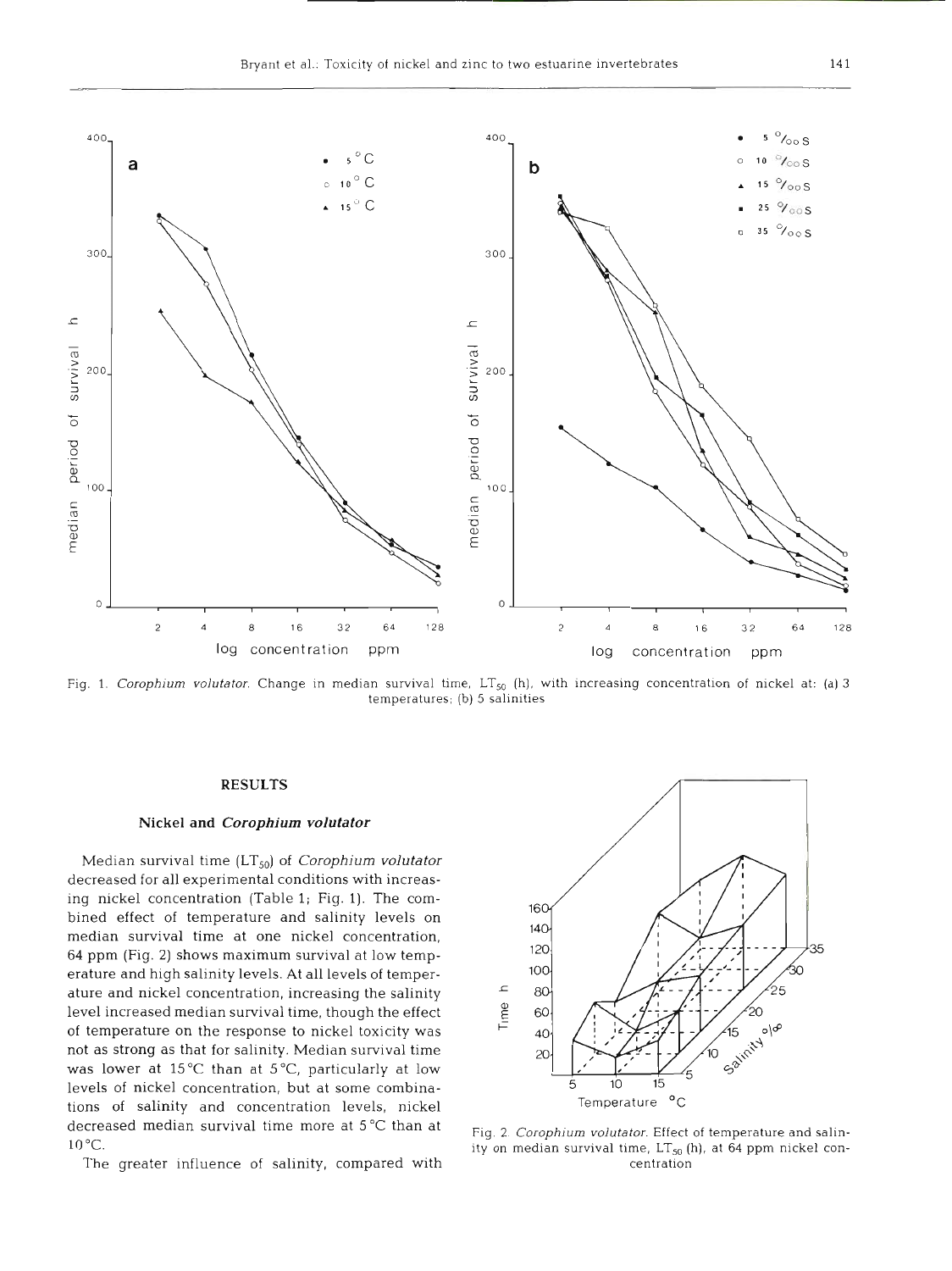a

• 5 °C
○ 10 °C
▲ 15 °C

400
300
200
100
0

median period of survival h

2 4 8 16 32 64 128

log concentration ppm

b

• 5 ‰ S
○ 10 ‰ S
▲ 15 ‰ S
■ 25 ‰ S
□ 35 ‰ S

400
300
200
100
0

median period of survival h

2 4 8 16 32 64 128

log concentration ppm

Fig. 1. *Corophium volutator*. Change in median survival time, $LT_{50}$ (h), with increasing concentration of nickel at: (a) 3 temperatures; (b) 5 salinities

## RESULTS

### Nickel and *Corophium volutator*

Median survival time ($LT_{50}$) of *Corophium volutator* decreased for all experimental conditions with increasing nickel concentration (Table 1; Fig. 1). The combined effect of temperature and salinity levels on median survival time at one nickel concentration, 64 ppm (Fig. 2) shows maximum survival at low temperature and high salinity levels. At all levels of temperature and nickel concentration, increasing the salinity level increased median survival time, though the effect of temperature on the response to nickel toxicity was not as strong as that for salinity. Median survival time was lower at 15 °C than at 5 °C, particularly at low levels of nickel concentration, but at some combinations of salinity and concentration levels, nickel decreased median survival time more at 5 °C than at 10 °C.

The greater influence of salinity, compared with

Time h

160
140
120
100
80
60
40
20

5 10 15

Temperature °C

Salinity ‰

5 10 15 20 25 30 35

Fig. 2. *Corophium volutator*. Effect of temperature and salinity on median survival time, $LT_{50}$ (h), at 64 ppm nickel concentration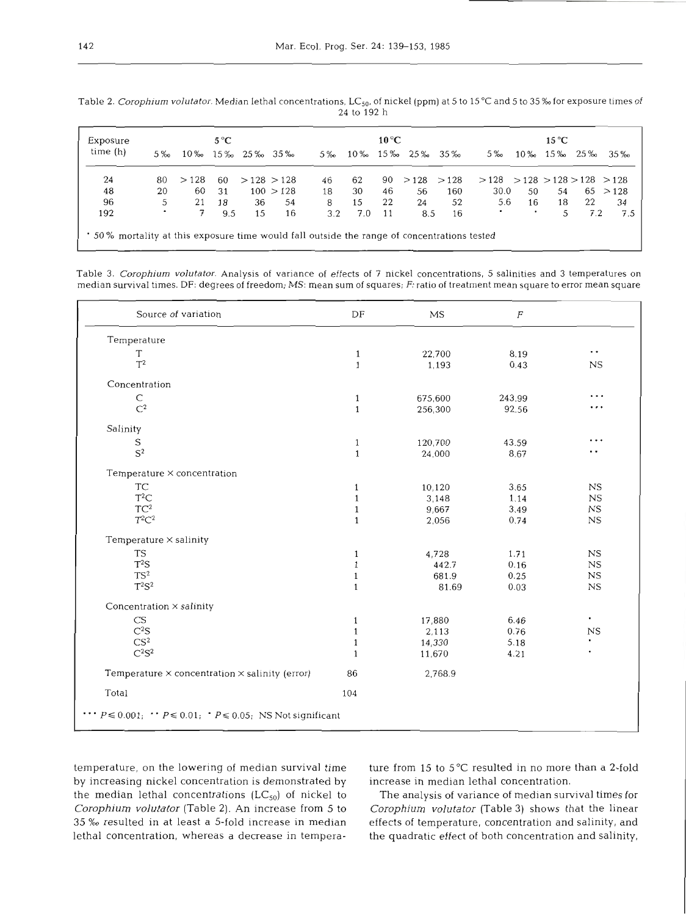Table 2. *Corophium volutator.* Median lethal concentrations, $LC_{50}$, of nickel (ppm) at 5 to 15 °C and 5 to 35 ‰ for exposure times of 24 to 192 h

| Exposure time (h) | 5 °C | | | | | 10 °C | | | | | 15 °C | | | | |
|---|---|---|---|---|---|---|---|---|---|---|---|---|---|---|---|
| | 5 ‰ | 10 ‰ | 15 ‰ | 25 ‰ | 35 ‰ | 5 ‰ | 10 ‰ | 15 ‰ | 25 ‰ | 35 ‰ | 5 ‰ | 10 ‰ | 15 ‰ | 25 ‰ | 35 ‰ |
| 24 | 80 | >128 | 60 | >128 | >128 | 46 | 62 | 90 | >128 | >128 | >128 | >128 | >128 | >128 | >128 |
| 48 | 20 | 60 | 31 | 100 | >128 | 18 | 30 | 46 | 56 | 160 | 30.0 | 50 | 54 | 65 | >128 |
| 96 | 5 | 21 | 18 | 36 | 54 | 8 | 15 | 22 | 24 | 52 | 5.6 | 16 | 18 | 22 | 34 |
| 192 | * | 7 | 9.5 | 15 | 16 | 3.2 | 7.0 | 11 | 8.5 | 16 | * | * | 5 | 7.2 | 7.5 |

\* 50 % mortality at this exposure time would fall outside the range of concentrations tested

Table 3. *Corophium volutator.* Analysis of variance of effects of 7 nickel concentrations, 5 salinities and 3 temperatures on median survival times. DF: degrees of freedom; *MS*: mean sum of squares; *F*: ratio of treatment mean square to error mean square

| Source of variation | DF | MS | $F$ | |
|---|---|---|---|---|
| Temperature | | | | |
| $T$ | 1 | 22,700 | 8.19 | ** |
| $T^2$ | 1 | 1,193 | 0.43 | NS |
| Concentration | | | | |
| $C$ | 1 | 675,600 | 243.99 | *** |
| $C^2$ | 1 | 256,300 | 92.56 | *** |
| Salinity | | | | |
| $S$ | 1 | 120,700 | 43.59 | *** |
| $S^2$ | 1 | 24,000 | 8.67 | ** |
| Temperature × concentration | | | | |
| $TC$ | 1 | 10,120 | 3.65 | NS |
| $T^2C$ | 1 | 3,148 | 1.14 | NS |
| $TC^2$ | 1 | 9,667 | 3.49 | NS |
| $T^2C^2$ | 1 | 2,056 | 0.74 | NS |
| Temperature × salinity | | | | |
| $TS$ | 1 | 4,728 | 1.71 | NS |
| $T^2S$ | 1 | 442.7 | 0.16 | NS |
| $TS^2$ | 1 | 681.9 | 0.25 | NS |
| $T^2S^2$ | 1 | 81.69 | 0.03 | NS |
| Concentration × salinity | | | | |
| $CS$ | 1 | 17,880 | 6.46 | * |
| $C^2S$ | 1 | 2,113 | 0.76 | NS |
| $CS^2$ | 1 | 14,330 | 5.18 | * |
| $C^2S^2$ | 1 | 11,670 | 4.21 | * |
| Temperature × concentration × salinity (error) | 86 | 2,768.9 | | |
| Total | 104 | | | |

*** $P \leq 0.001$; ** $P \leq 0.01$; * $P \leq 0.05$; NS Not significant

temperature, on the lowering of median survival time by increasing nickel concentration is demonstrated by the median lethal concentrations ($LC_{50}$) of nickel to *Corophium volutator* (Table 2). An increase from 5 to 35 ‰ resulted in at least a 5-fold increase in median lethal concentration, whereas a decrease in temperature from 15 to 5 °C resulted in no more than a 2-fold increase in median lethal concentration.

The analysis of variance of median survival times for *Corophium volutator* (Table 3) shows that the linear effects of temperature, concentration and salinity, and the quadratic effect of both concentration and salinity,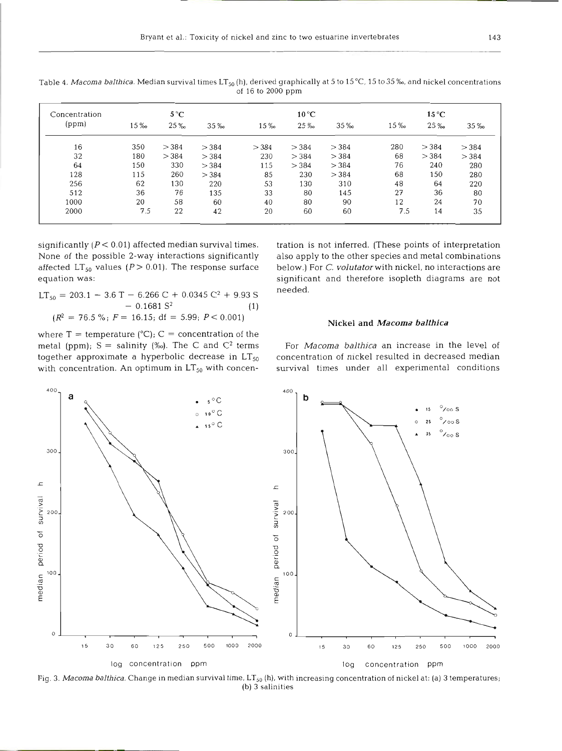Table 4. *Macoma balthica*. Median survival times $LT_{50}$ (h), derived graphically at 5 to 15 °C, 15 to 35 ‰, and nickel concentrations of 16 to 2000 ppm

| Concentration (ppm) | 5 °C | | | 10 °C | | | 15 °C | | |
|---|---|---|---|---|---|---|---|---|---|
| | 15 ‰ | 25 ‰ | 35 ‰ | 15 ‰ | 25 ‰ | 35 ‰ | 15 ‰ | 25 ‰ | 35 ‰ |
| 16 | 350 | >384 | >384 | >384 | >384 | >384 | 280 | >384 | >384 |
| 32 | 180 | >384 | >384 | 230 | >384 | >384 | 68 | >384 | >384 |
| 64 | 150 | 330 | >384 | 115 | >384 | >384 | 76 | 240 | 280 |
| 128 | 115 | 260 | >384 | 85 | 230 | >384 | 68 | 150 | 280 |
| 256 | 62 | 130 | 220 | 53 | 130 | 310 | 48 | 64 | 220 |
| 512 | 36 | 76 | 135 | 33 | 80 | 145 | 27 | 36 | 80 |
| 1000 | 20 | 58 | 60 | 40 | 80 | 90 | 12 | 24 | 70 |
| 2000 | 7.5 | 22 | 42 | 20 | 60 | 60 | 7.5 | 14 | 35 |

significantly ($P < 0.01$) affected median survival times. None of the possible 2-way interactions significantly affected $LT_{50}$ values ($P > 0.01$). The response surface equation was:

$$LT_{50} = 203.1 - 3.6\,T - 6.266\,C + 0.0345\,C^2 + 9.93\,S - 0.1681\,S^2 \quad (1)$$

$$(R^2 = 76.5\,\%;\ F = 16.15;\ df = 5.99;\ P < 0.001)$$

where T = temperature (°C); C = concentration of the metal (ppm); S = salinity (‰). The C and $C^2$ terms together approximate a hyperbolic decrease in $LT_{50}$ with concentration. An optimum in $LT_{50}$ with concentration is not inferred. (These points of interpretation also apply to the other species and metal combinations below.) For *C. volutator* with nickel, no interactions are significant and therefore isopleth diagrams are not needed.

### Nickel and *Macoma balthica*

For *Macoma balthica* an increase in the level of concentration of nickel resulted in decreased median survival times under all experimental conditions

a
• 5 °C
○ 10 °C
▲ 15 °C
median period of survival h
400
300
200
100
0
15 30 60 125 250 500 1000 2000
log concentration ppm

b
• 15 ‰ S
○ 25 ‰ S
▲ 35 ‰ S
median period of survival h
400
300
200
100
0
15 30 60 125 250 500 1000 2000
log concentration ppm

Fig. 3. *Macoma balthica*. Change in median survival time, $LT_{50}$ (h), with increasing concentration of nickel at: (a) 3 temperatures; (b) 3 salinities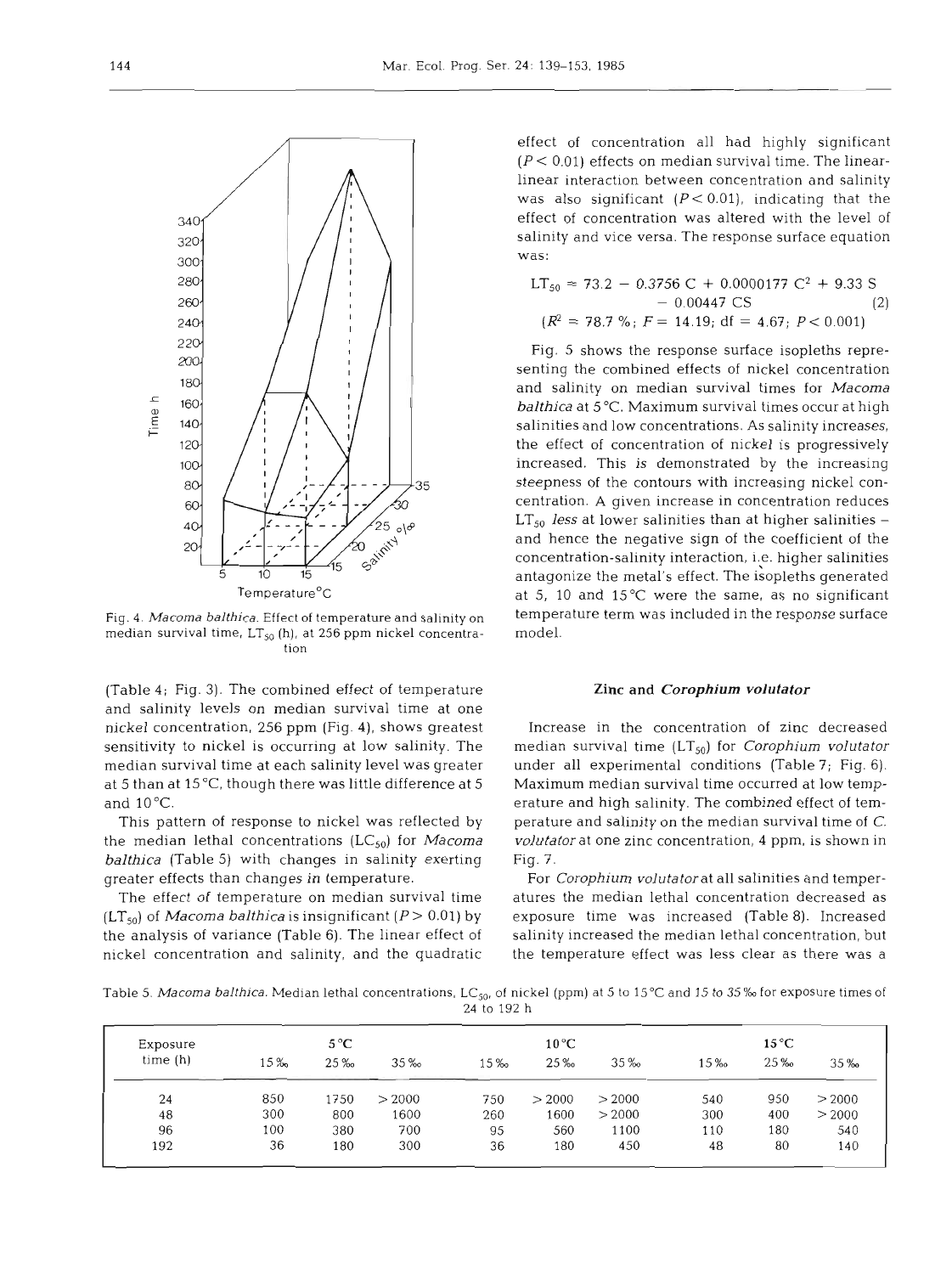340
320
300
280
260
240
220
200
180
160
140
120
100
80
60
40
20

Time h

5 10 15

Temperature°C

15 20 25 30 35

Salinity ‰

Fig. 4. *Macoma balthica*. Effect of temperature and salinity on median survival time, $LT_{50}$ (h), at 256 ppm nickel concentration

(Table 4; Fig. 3). The combined effect of temperature and salinity levels on median survival time at one nickel concentration, 256 ppm (Fig. 4), shows greatest sensitivity to nickel is occurring at low salinity. The median survival time at each salinity level was greater at 5 than at 15 °C, though there was little difference at 5 and 10 °C.

This pattern of response to nickel was reflected by the median lethal concentrations ($LC_{50}$) for *Macoma balthica* (Table 5) with changes in salinity exerting greater effects than changes in temperature.

The effect of temperature on median survival time ($LT_{50}$) of *Macoma balthica* is insignificant ($P > 0.01$) by the analysis of variance (Table 6). The linear effect of nickel concentration and salinity, and the quadratic effect of concentration all had highly significant ($P < 0.01$) effects on median survival time. The linear-linear interaction between concentration and salinity was also significant ($P < 0.01$), indicating that the effect of concentration was altered with the level of salinity and vice versa. The response surface equation was:

$$LT_{50} = 73.2 - 0.3756\ C + 0.0000177\ C^2 + 9.33\ S - 0.00447\ CS \quad (2)$$

$$(R^2 = 78.7\ \%;\ F = 14.19;\ df = 4.67;\ P < 0.001)$$

Fig. 5 shows the response surface isopleths representing the combined effects of nickel concentration and salinity on median survival times for *Macoma balthica* at 5 °C. Maximum survival times occur at high salinities and low concentrations. As salinity increases, the effect of concentration of nickel is progressively increased. This is demonstrated by the increasing steepness of the contours with increasing nickel concentration. A given increase in concentration reduces $LT_{50}$ *less* at lower salinities than at higher salinities – and hence the negative sign of the coefficient of the concentration-salinity interaction, i.e. higher salinities antagonize the metal's effect. The isopleths generated at 5, 10 and 15 °C were the same, as no significant temperature term was included in the response surface model.

### Zinc and *Corophium volutator*

Increase in the concentration of zinc decreased median survival time ($LT_{50}$) for *Corophium volutator* under all experimental conditions (Table 7; Fig. 6). Maximum median survival time occurred at low temperature and high salinity. The combined effect of temperature and salinity on the median survival time of *C. volutator* at one zinc concentration, 4 ppm, is shown in Fig. 7.

For *Corophium volutator* at all salinities and temperatures the median lethal concentration decreased as exposure time was increased (Table 8). Increased salinity increased the median lethal concentration, but the temperature effect was less clear as there was a

Table 5. *Macoma balthica*. Median lethal concentrations, $LC_{50}$, of nickel (ppm) at 5 to 15 °C and 15 to 35 ‰ for exposure times of 24 to 192 h

| Exposure time (h) | 5 °C | | | 10 °C | | | 15 °C | | |
|---|---|---|---|---|---|---|---|---|---|
| | 15 ‰ | 25 ‰ | 35 ‰ | 15 ‰ | 25 ‰ | 35 ‰ | 15 ‰ | 25 ‰ | 35 ‰ |
| 24 | 850 | 1750 | > 2000 | 750 | > 2000 | > 2000 | 540 | 950 | > 2000 |
| 48 | 300 | 800 | 1600 | 260 | 1600 | > 2000 | 300 | 400 | > 2000 |
| 96 | 100 | 380 | 700 | 95 | 560 | 1100 | 110 | 180 | 540 |
| 192 | 36 | 180 | 300 | 36 | 180 | 450 | 48 | 80 | 140 |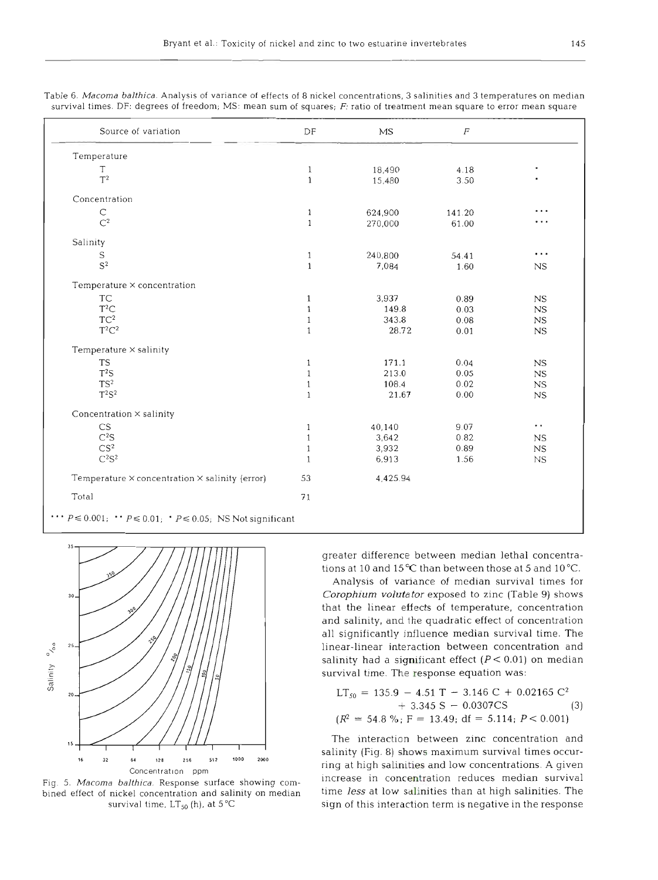Table 6. *Macoma balthica*. Analysis of variance of effects of 8 nickel concentrations, 3 salinities and 3 temperatures on median survival times. DF: degrees of freedom; MS: mean sum of squares; *F*: ratio of treatment mean square to error mean square

| Source of variation | DF | MS | *F* | |
|---|---|---|---|---|
| **Temperature** | | | | |
| T | 1 | 18,490 | 4.18 | * |
| $T^2$ | 1 | 15,480 | 3.50 | * |
| **Concentration** | | | | |
| C | 1 | 624,900 | 141.20 | *** |
| $C^2$ | 1 | 270,000 | 61.00 | *** |
| **Salinity** | | | | |
| S | 1 | 240,800 | 54.41 | *** |
| $S^2$ | 1 | 7,084 | 1.60 | NS |
| **Temperature × concentration** | | | | |
| TC | 1 | 3,937 | 0.89 | NS |
| $T^2C$ | 1 | 149.8 | 0.03 | NS |
| $TC^2$ | 1 | 343.8 | 0.08 | NS |
| $T^2C^2$ | 1 | 28.72 | 0.01 | NS |
| **Temperature × salinity** | | | | |
| TS | 1 | 171.1 | 0.04 | NS |
| $T^2S$ | 1 | 213.0 | 0.05 | NS |
| $TS^2$ | 1 | 108.4 | 0.02 | NS |
| $T^2S^2$ | 1 | 21.67 | 0.00 | NS |
| **Concentration × salinity** | | | | |
| CS | 1 | 40,140 | 9.07 | ** |
| $C^2S$ | 1 | 3,642 | 0.82 | NS |
| $CS^2$ | 1 | 3,932 | 0.89 | NS |
| $C^2S^2$ | 1 | 6,913 | 1.56 | NS |
| Temperature × concentration × salinity (error) | 53 | 4,425.94 | | |
| Total | 71 | | | |

*** $P \leq 0.001$; ** $P \leq 0.01$; * $P \leq 0.05$; NS Not significant

Fig. 5. *Macoma balthica*. Response surface showing combined effect of nickel concentration and salinity on median survival time, $LT_{50}$ (h), at 5 °C

greater difference between median lethal concentrations at 10 and 15 °C than between those at 5 and 10 °C.

Analysis of variance of median survival times for *Corophium volutator* exposed to zinc (Table 9) shows that the linear effects of temperature, concentration and salinity, and the quadratic effect of concentration all significantly influence median survival time. The linear-linear interaction between concentration and salinity had a significant effect ($P < 0.01$) on median survival time. The response equation was:

$$LT_{50} = 135.9 - 4.51\ T - 3.146\ C + 0.02165\ C^2 + 3.345\ S - 0.0307CS \quad (3)$$

$$(R^2 = 54.8\ \%;\ F = 13.49;\ df = 5.114;\ P < 0.001)$$

The interaction between zinc concentration and salinity (Fig. 8) shows maximum survival times occurring at high salinities and low concentrations. A given increase in concentration reduces median survival time *less* at low salinities than at high salinities. The sign of this interaction term is negative in the response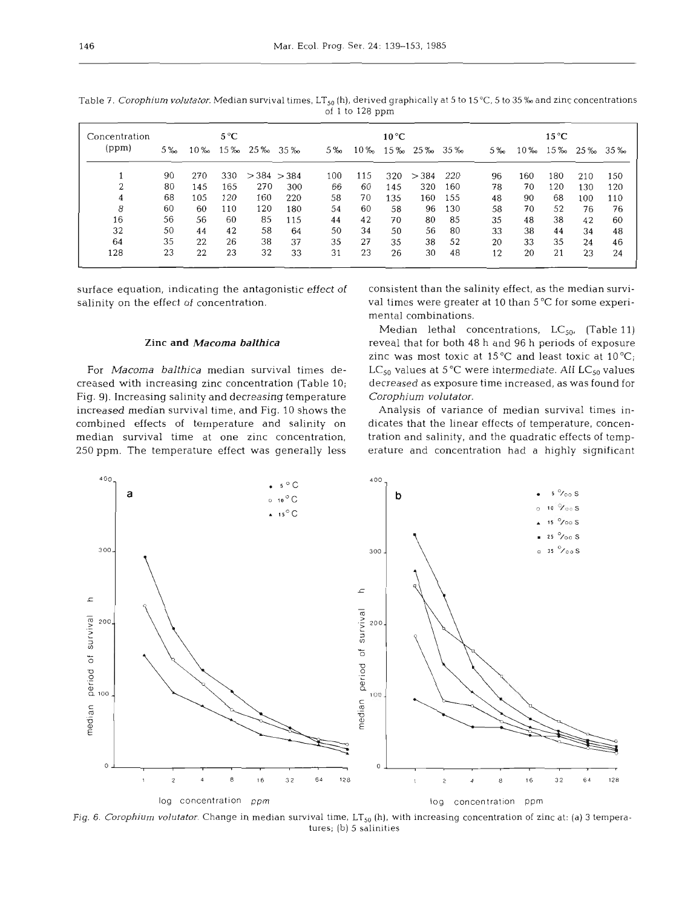Table 7. *Corophium volutator*. Median survival times, $LT_{50}$ (h), derived graphically at 5 to 15 °C, 5 to 35 ‰ and zinc concentrations of 1 to 128 ppm

| Concentration (ppm) | 5 °C | | | | | 10 °C | | | | | 15 °C | | | | |
|---|---|---|---|---|---|---|---|---|---|---|---|---|---|---|---|
| | 5 ‰ | 10 ‰ | 15 ‰ | 25 ‰ | 35 ‰ | 5 ‰ | 10 ‰ | 15 ‰ | 25 ‰ | 35 ‰ | 5 ‰ | 10 ‰ | 15 ‰ | 25 ‰ | 35 ‰ |
| 1 | 90 | 270 | 330 | >384 | >384 | 100 | 115 | 320 | >384 | 220 | 96 | 160 | 180 | 210 | 150 |
| 2 | 80 | 145 | 165 | 270 | 300 | 66 | 60 | 145 | 320 | 160 | 78 | 70 | 120 | 130 | 120 |
| 4 | 68 | 105 | 120 | 160 | 220 | 58 | 70 | 135 | 160 | 155 | 48 | 90 | 68 | 100 | 110 |
| 8 | 60 | 60 | 110 | 120 | 180 | 54 | 60 | 58 | 96 | 130 | 58 | 70 | 52 | 76 | 76 |
| 16 | 56 | 56 | 60 | 85 | 115 | 44 | 42 | 70 | 80 | 85 | 35 | 48 | 38 | 42 | 60 |
| 32 | 50 | 44 | 42 | 58 | 64 | 50 | 34 | 50 | 56 | 80 | 33 | 38 | 44 | 34 | 48 |
| 64 | 35 | 22 | 26 | 38 | 37 | 35 | 27 | 35 | 38 | 52 | 20 | 33 | 35 | 24 | 46 |
| 128 | 23 | 22 | 23 | 32 | 33 | 31 | 23 | 26 | 30 | 48 | 12 | 20 | 21 | 23 | 24 |

surface equation, indicating the antagonistic effect of salinity on the effect of concentration.

## Zinc and *Macoma balthica*

For *Macoma balthica* median survival times decreased with increasing zinc concentration (Table 10; Fig. 9). Increasing salinity and decreasing temperature increased median survival time, and Fig. 10 shows the combined effects of temperature and salinity on median survival time at one zinc concentration, 250 ppm. The temperature effect was generally less consistent than the salinity effect, as the median survival times were greater at 10 than 5 °C for some experimental combinations.

Median lethal concentrations, $LC_{50}$, (Table 11) reveal that for both 48 h and 96 h periods of exposure zinc was most toxic at 15 °C and least toxic at 10 °C; $LC_{50}$ values at 5 °C were intermediate. All $LC_{50}$ values decreased as exposure time increased, as was found for *Corophium volutator*.

Analysis of variance of median survival times indicates that the linear effects of temperature, concentration and salinity, and the quadratic effects of temperature and concentration had a highly significant

a

• 5 °C
○ 10 °C
▲ 15 °C

b

• 5 ‰ S
○ 10 ‰ S
▲ 15 ‰ S
■ 25 ‰ S
□ 35 ‰ S

median period of survival h

log concentration ppm

Fig. 6. *Corophium volutator*. Change in median survival time, $LT_{50}$ (h), with increasing concentration of zinc at: (a) 3 temperatures; (b) 5 salinities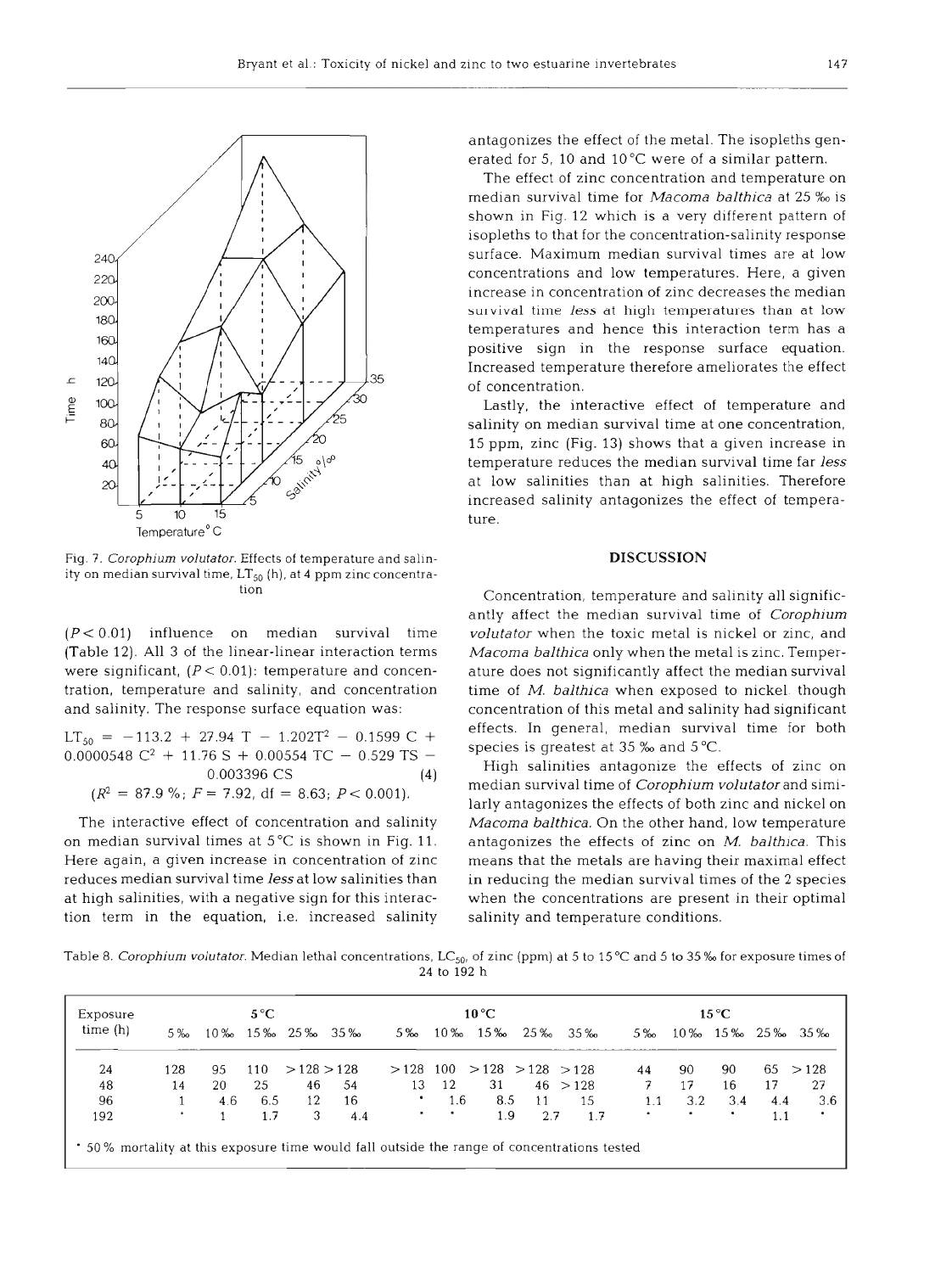240
220
200
180
160
140
120
100
80
60
40
20
Time h
5 10 15
Temperature °C
5 10 15 20 25 30 35
Salinity ‰

Fig. 7. *Corophium volutator*. Effects of temperature and salinity on median survival time, $LT_{50}$ (h), at 4 ppm zinc concentration

($P < 0.01$) influence on median survival time (Table 12). All 3 of the linear-linear interaction terms were significant, ($P < 0.01$): temperature and concentration, temperature and salinity, and concentration and salinity. The response surface equation was:

$$LT_{50} = -113.2 + 27.94\ T - 1.202T^2 - 0.1599\ C + 0.0000548\ C^2 + 11.76\ S + 0.00554\ TC - 0.529\ TS - 0.003396\ CS \quad (4)$$

$$(R^2 = 87.9\ \%;\ F = 7.92,\ \text{df} = 8.63;\ P < 0.001).$$

The interactive effect of concentration and salinity on median survival times at 5 °C is shown in Fig. 11. Here again, a given increase in concentration of zinc reduces median survival time *less* at low salinities than at high salinities, with a negative sign for this interaction term in the equation, i.e. increased salinity antagonizes the effect of the metal. The isopleths generated for 5, 10 and 10 °C were of a similar pattern.

The effect of zinc concentration and temperature on median survival time for *Macoma balthica* at 25 ‰ is shown in Fig. 12 which is a very different pattern of isopleths to that for the concentration-salinity response surface. Maximum median survival times are at low concentrations and low temperatures. Here, a given increase in concentration of zinc decreases the median survival time *less* at high temperatures than at low temperatures and hence this interaction term has a positive sign in the response surface equation. Increased temperature therefore ameliorates the effect of concentration.

Lastly, the interactive effect of temperature and salinity on median survival time at one concentration, 15 ppm, zinc (Fig. 13) shows that a given increase in temperature reduces the median survival time far *less* at low salinities than at high salinities. Therefore increased salinity antagonizes the effect of temperature.

## DISCUSSION

Concentration, temperature and salinity all significantly affect the median survival time of *Corophium volutator* when the toxic metal is nickel or zinc, and *Macoma balthica* only when the metal is zinc. Temperature does not significantly affect the median survival time of *M. balthica* when exposed to nickel though concentration of this metal and salinity had significant effects. In general, median survival time for both species is greatest at 35 ‰ and 5 °C.

High salinities antagonize the effects of zinc on median survival time of *Corophium volutator* and similarly antagonizes the effects of both zinc and nickel on *Macoma balthica*. On the other hand, low temperature antagonizes the effects of zinc on *M. balthica*. This means that the metals are having their maximal effect in reducing the median survival times of the 2 species when the concentrations are present in their optimal salinity and temperature conditions.

Table 8. *Corophium volutator*. Median lethal concentrations, $LC_{50}$, of zinc (ppm) at 5 to 15 °C and 5 to 35 ‰ for exposure times of 24 to 192 h

| Exposure time (h) | 5 °C | | | | | 10 °C | | | | | 15 °C | | | | |
|---|---|---|---|---|---|---|---|---|---|---|---|---|---|---|---|
| | 5 ‰ | 10 ‰ | 15 ‰ | 25 ‰ | 35 ‰ | 5 ‰ | 10 ‰ | 15 ‰ | 25 ‰ | 35 ‰ | 5 ‰ | 10 ‰ | 15 ‰ | 25 ‰ | 35 ‰ |
| 24 | 128 | 95 | 110 | > 128 | > 128 | > 128 | 100 | > 128 | > 128 | > 128 | 44 | 90 | 90 | 65 | > 128 |
| 48 | 14 | 20 | 25 | 46 | 54 | 13 | 12 | 31 | 46 | > 128 | 7 | 17 | 16 | 17 | 27 |
| 96 | 1 | 4.6 | 6.5 | 12 | 16 | * | 1.6 | 8.5 | 11 | 15 | 1.1 | 3.2 | 3.4 | 4.4 | 3.6 |
| 192 | * | 1 | 1.7 | 3 | 4.4 | * | * | 1.9 | 2.7 | 1.7 | * | * | * | 1.1 | * |

* 50 % mortality at this exposure time would fall outside the range of concentrations tested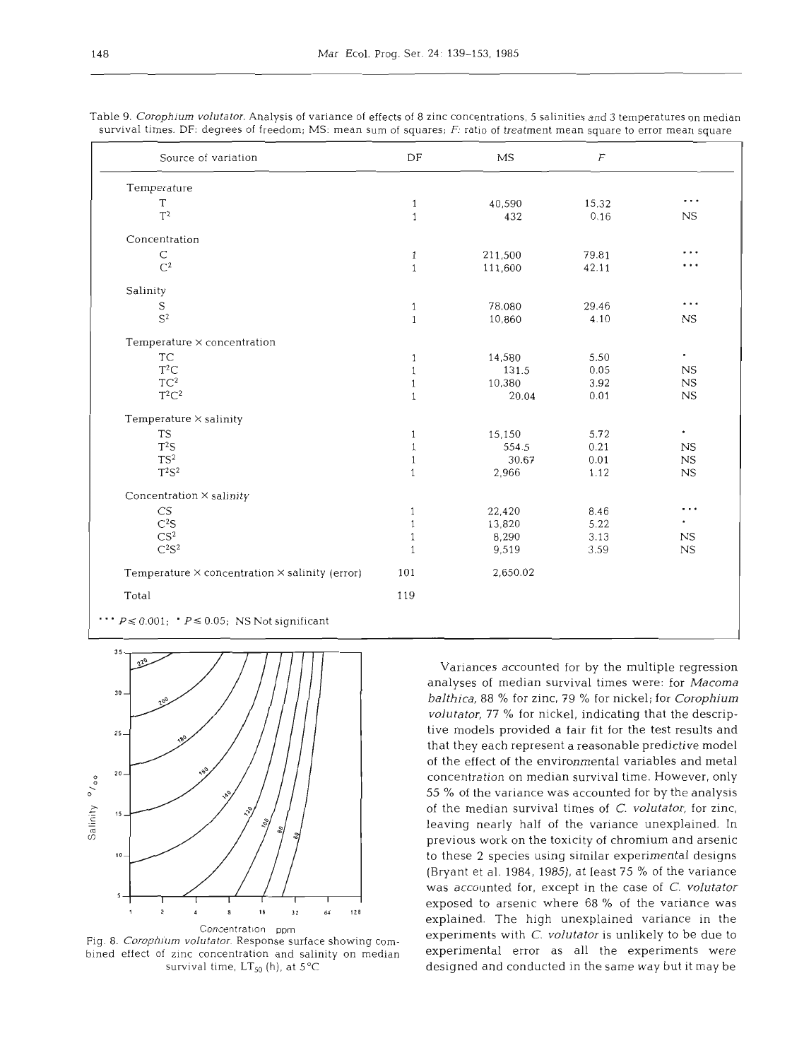Table 9. *Corophium volutator*. Analysis of variance of effects of 8 zinc concentrations, 5 salinities and 3 temperatures on median survival times. DF: degrees of freedom; MS: mean sum of squares; *F*: ratio of treatment mean square to error mean square

| Source of variation | DF | MS | $F$ | |
|---|---|---|---|---|
| Temperature | | | | |
| T | 1 | 40,590 | 15.32 | *** |
| $T^2$ | 1 | 432 | 0.16 | NS |
| Concentration | | | | |
| C | 1 | 211,500 | 79.81 | *** |
| $C^2$ | 1 | 111,600 | 42.11 | *** |
| Salinity | | | | |
| S | 1 | 78,080 | 29.46 | *** |
| $S^2$ | 1 | 10,860 | 4.10 | NS |
| Temperature × concentration | | | | |
| TC | 1 | 14,580 | 5.50 | * |
| $T^2C$ | 1 | 131.5 | 0.05 | NS |
| $TC^2$ | 1 | 10,380 | 3.92 | NS |
| $T^2C^2$ | 1 | 20.04 | 0.01 | NS |
| Temperature × salinity | | | | |
| TS | 1 | 15,150 | 5.72 | * |
| $T^2S$ | 1 | 554.5 | 0.21 | NS |
| $TS^2$ | 1 | 30.67 | 0.01 | NS |
| $T^2S^2$ | 1 | 2,966 | 1.12 | NS |
| Concentration × salinity | | | | |
| CS | 1 | 22,420 | 8.46 | *** |
| $C^2S$ | 1 | 13,820 | 5.22 | * |
| $CS^2$ | 1 | 8,290 | 3.13 | NS |
| $C^2S^2$ | 1 | 9,519 | 3.59 | NS |
| Temperature × concentration × salinity (error) | 101 | 2,650.02 | | |
| Total | 119 | | | |

*** $P \leq 0.001$; * $P \leq 0.05$; NS Not significant

Salinity ‰

35
30
25
20
15
10
5

1 2 4 8 16 32 64 128

Concentration ppm

220 200 180 160 140 120 100 80 60

Fig. 8. *Corophium volutator*. Response surface showing combined effect of zinc concentration and salinity on median survival time, $LT_{50}$ (h), at 5 °C

Variances accounted for by the multiple regression analyses of median survival times were: for *Macoma balthica*, 88 % for zinc, 79 % for nickel; for *Corophium volutator*, 77 % for nickel, indicating that the descriptive models provided a fair fit for the test results and that they each represent a reasonable predictive model of the effect of the environmental variables and metal concentration on median survival time. However, only 55 % of the variance was accounted for by the analysis of the median survival times of *C. volutator*, for zinc, leaving nearly half of the variance unexplained. In previous work on the toxicity of chromium and arsenic to these 2 species using similar experimental designs (Bryant et al. 1984, 1985), at least 75 % of the variance was accounted for, except in the case of *C. volutator* exposed to arsenic where 68 % of the variance was explained. The high unexplained variance in the experiments with *C. volutator* is unlikely to be due to experimental error as all the experiments were designed and conducted in the same way but it may be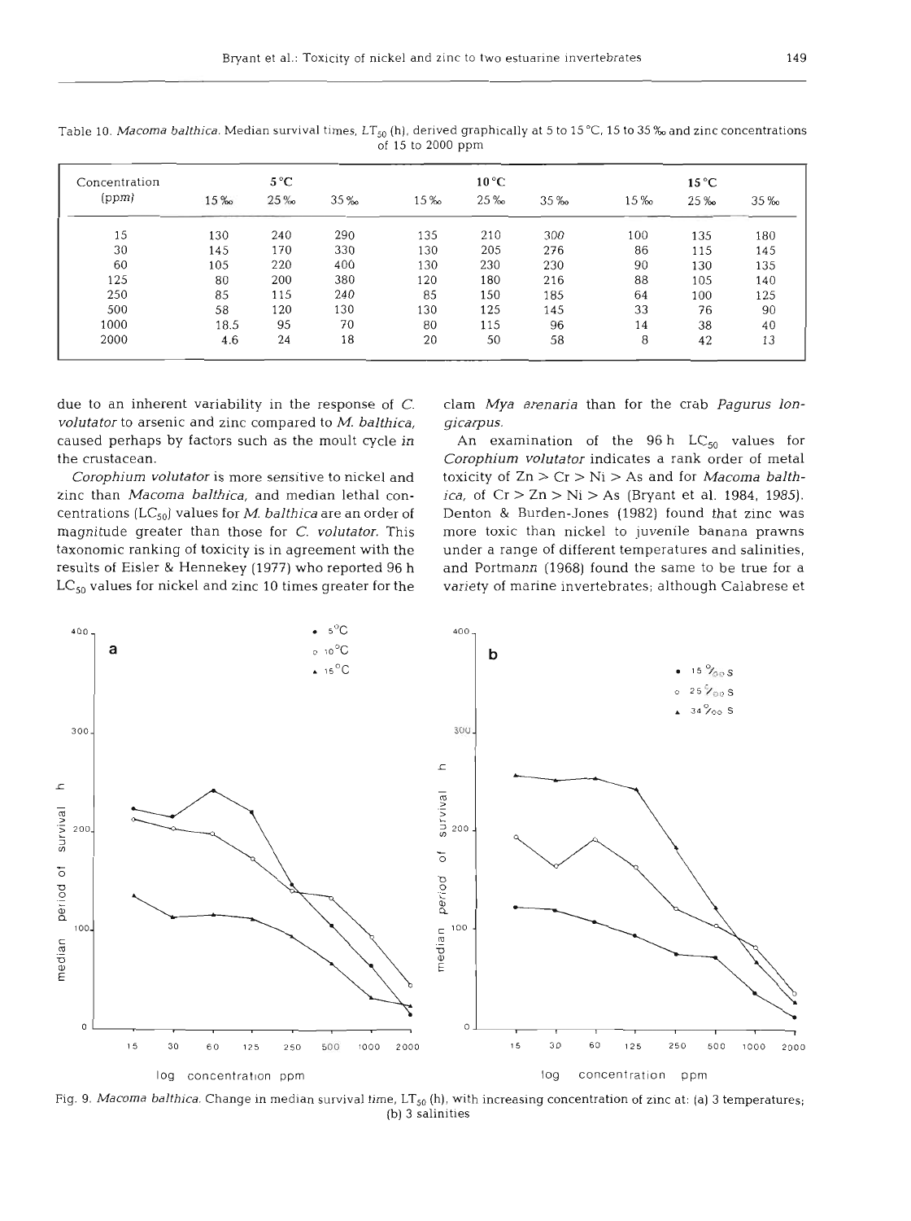Table 10. *Macoma balthica*. Median survival times, $LT_{50}$ (h), derived graphically at 5 to 15 °C, 15 to 35 ‰ and zinc concentrations of 15 to 2000 ppm

| Concentration (ppm) | 5 °C | | | 10 °C | | | 15 °C | | |
|---|---|---|---|---|---|---|---|---|---|
| | 15 ‰ | 25 ‰ | 35 ‰ | 15 ‰ | 25 ‰ | 35 ‰ | 15 ‰ | 25 ‰ | 35 ‰ |
| 15 | 130 | 240 | 290 | 135 | 210 | 300 | 100 | 135 | 180 |
| 30 | 145 | 170 | 330 | 130 | 205 | 276 | 86 | 115 | 145 |
| 60 | 105 | 220 | 400 | 130 | 230 | 230 | 90 | 130 | 135 |
| 125 | 80 | 200 | 380 | 120 | 180 | 216 | 88 | 105 | 140 |
| 250 | 85 | 115 | 240 | 85 | 150 | 185 | 64 | 100 | 125 |
| 500 | 58 | 120 | 130 | 130 | 125 | 145 | 33 | 76 | 90 |
| 1000 | 18.5 | 95 | 70 | 80 | 115 | 96 | 14 | 38 | 40 |
| 2000 | 4.6 | 24 | 18 | 20 | 50 | 58 | 8 | 42 | 13 |

due to an inherent variability in the response of *C. volutator* to arsenic and zinc compared to *M. balthica*, caused perhaps by factors such as the moult cycle in the crustacean.

*Corophium volutator* is more sensitive to nickel and zinc than *Macoma balthica*, and median lethal concentrations ($LC_{50}$) values for *M. balthica* are an order of magnitude greater than those for *C. volutator*. This taxonomic ranking of toxicity is in agreement with the results of Eisler & Hennekey (1977) who reported 96 h $LC_{50}$ values for nickel and zinc 10 times greater for the clam *Mya arenaria* than for the crab *Pagurus longicarpus*.

An examination of the 96 h $LC_{50}$ values for *Corophium volutator* indicates a rank order of metal toxicity of Zn > Cr > Ni > As and for *Macoma balthica*, of Cr > Zn > Ni > As (Bryant et al. 1984, 1985). Denton & Burden-Jones (1982) found that zinc was more toxic than nickel to juvenile banana prawns under a range of different temperatures and salinities, and Portmann (1968) found the same to be true for a variety of marine invertebrates; although Calabrese et

a

• 5 °C
○ 10 °C
▲ 15 °C

median period of survival h

400
300
200
100
0

15 30 60 125 250 500 1000 2000

log concentration ppm

b

• 15 ‰ S
○ 25 ‰ S
▲ 34 ‰ S

median period of survival h

400
300
200
100
0

15 30 60 125 250 500 1000 2000

log concentration ppm

Fig. 9. *Macoma balthica*. Change in median survival time, $LT_{50}$ (h), with increasing concentration of zinc at: (a) 3 temperatures; (b) 3 salinities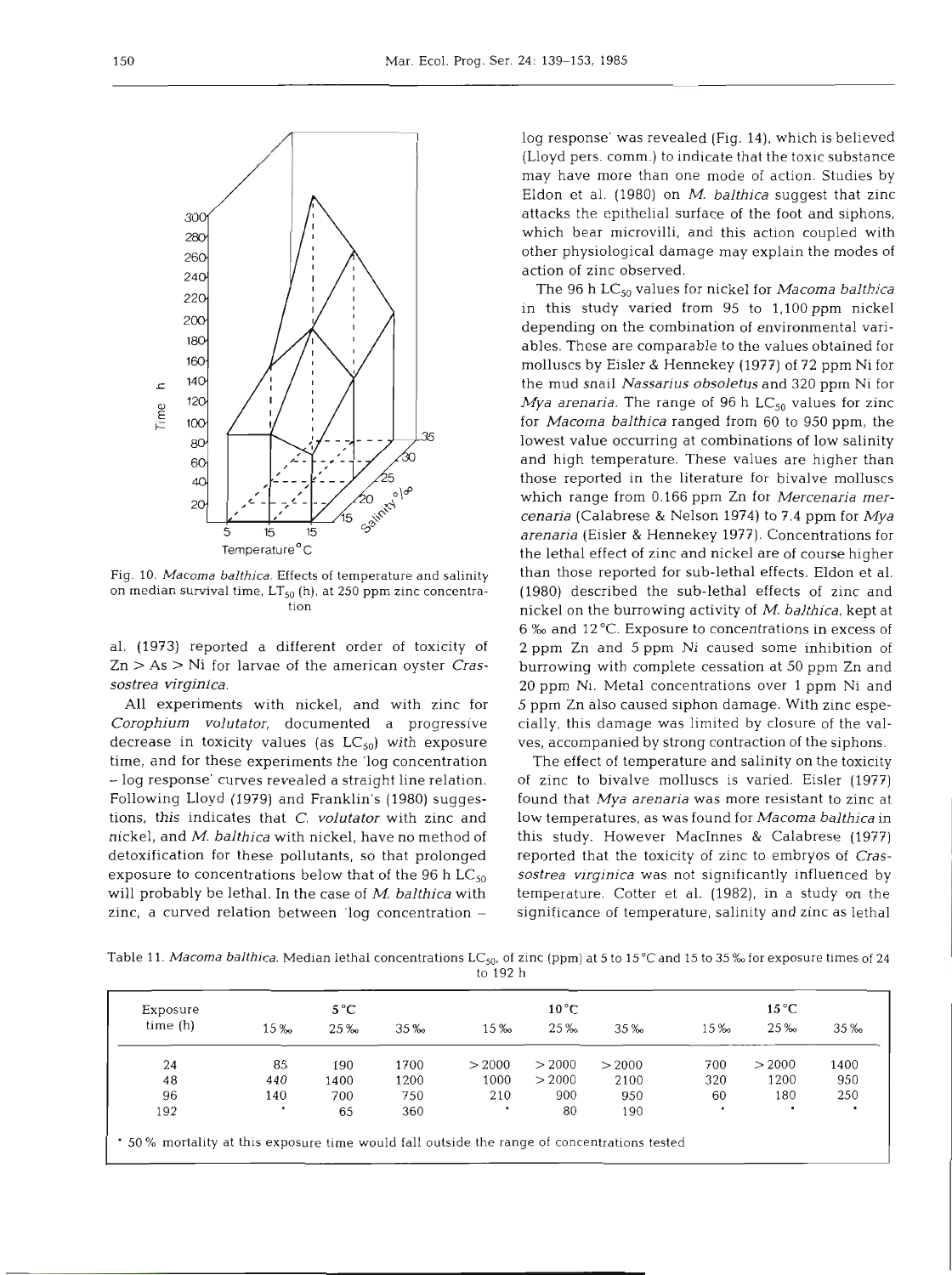300
280
260
240
220
200
180
160
140
120
100
80
60
40
20
Time h
5
15
15
Temperature °C
15
20
25
30
35
Salinity ‰

Fig. 10. *Macoma balthica*. Effects of temperature and salinity on median survival time, $LT_{50}$ (h), at 250 ppm zinc concentration

al. (1973) reported a different order of toxicity of Zn > As > Ni for larvae of the american oyster *Crassostrea virginica*.

All experiments with nickel, and with zinc for *Corophium volutator*, documented a progressive decrease in toxicity values (as $LC_{50}$) with exposure time, and for these experiments the 'log concentration – log response' curves revealed a straight line relation. Following Lloyd (1979) and Franklin's (1980) suggestions, this indicates that *C. volutator* with zinc and nickel, and *M. balthica* with nickel, have no method of detoxification for these pollutants, so that prolonged exposure to concentrations below that of the 96 h $LC_{50}$ will probably be lethal. In the case of *M. balthica* with zinc, a curved relation between 'log concentration – log response' was revealed (Fig. 14), which is believed (Lloyd pers. comm.) to indicate that the toxic substance may have more than one mode of action. Studies by Eldon et al. (1980) on *M. balthica* suggest that zinc attacks the epithelial surface of the foot and siphons, which bear microvilli, and this action coupled with other physiological damage may explain the modes of action of zinc observed.

The 96 h $LC_{50}$ values for nickel for *Macoma balthica* in this study varied from 95 to 1,100 ppm nickel depending on the combination of environmental variables. These are comparable to the values obtained for molluscs by Eisler & Hennekey (1977) of 72 ppm Ni for the mud snail *Nassarius obsoletus* and 320 ppm Ni for *Mya arenaria*. The range of 96 h $LC_{50}$ values for zinc for *Macoma balthica* ranged from 60 to 950 ppm, the lowest value occurring at combinations of low salinity and high temperature. These values are higher than those reported in the literature for bivalve molluscs which range from 0.166 ppm Zn for *Mercenaria mercenaria* (Calabrese & Nelson 1974) to 7.4 ppm for *Mya arenaria* (Eisler & Hennekey 1977). Concentrations for the lethal effect of zinc and nickel are of course higher than those reported for sub-lethal effects. Eldon et al. (1980) described the sub-lethal effects of zinc and nickel on the burrowing activity of *M. balthica*, kept at 6 ‰ and 12 °C. Exposure to concentrations in excess of 2 ppm Zn and 5 ppm Ni caused some inhibition of burrowing with complete cessation at 50 ppm Zn and 20 ppm Ni. Metal concentrations over 1 ppm Ni and 5 ppm Zn also caused siphon damage. With zinc especially, this damage was limited by closure of the valves, accompanied by strong contraction of the siphons.

The effect of temperature and salinity on the toxicity of zinc to bivalve molluscs is varied. Eisler (1977) found that *Mya arenaria* was more resistant to zinc at low temperatures, as was found for *Macoma balthica* in this study. However MacInnes & Calabrese (1977) reported that the toxicity of zinc to embryos of *Crassostrea virginica* was not significantly influenced by temperature. Cotter et al. (1982), in a study on the significance of temperature, salinity and zinc as lethal

Table 11. *Macoma balthica*. Median lethal concentrations $LC_{50}$, of zinc (ppm) at 5 to 15 °C and 15 to 35 ‰ for exposure times of 24 to 192 h

| Exposure time (h) | 5 °C | | | 10 °C | | | 15 °C | | |
|---|---|---|---|---|---|---|---|---|---|
| | 15 ‰ | 25 ‰ | 35 ‰ | 15 ‰ | 25 ‰ | 35 ‰ | 15 ‰ | 25 ‰ | 35 ‰ |
| 24 | 85 | 190 | 1700 | > 2000 | > 2000 | > 2000 | 700 | > 2000 | 1400 |
| 48 | 440 | 1400 | 1200 | 1000 | > 2000 | 2100 | 320 | 1200 | 950 |
| 96 | 140 | 700 | 750 | 210 | 900 | 950 | 60 | 180 | 250 |
| 192 | * | 65 | 360 | * | 80 | 190 | * | * | * |

* 50 % mortality at this exposure time would fall outside the range of concentrations tested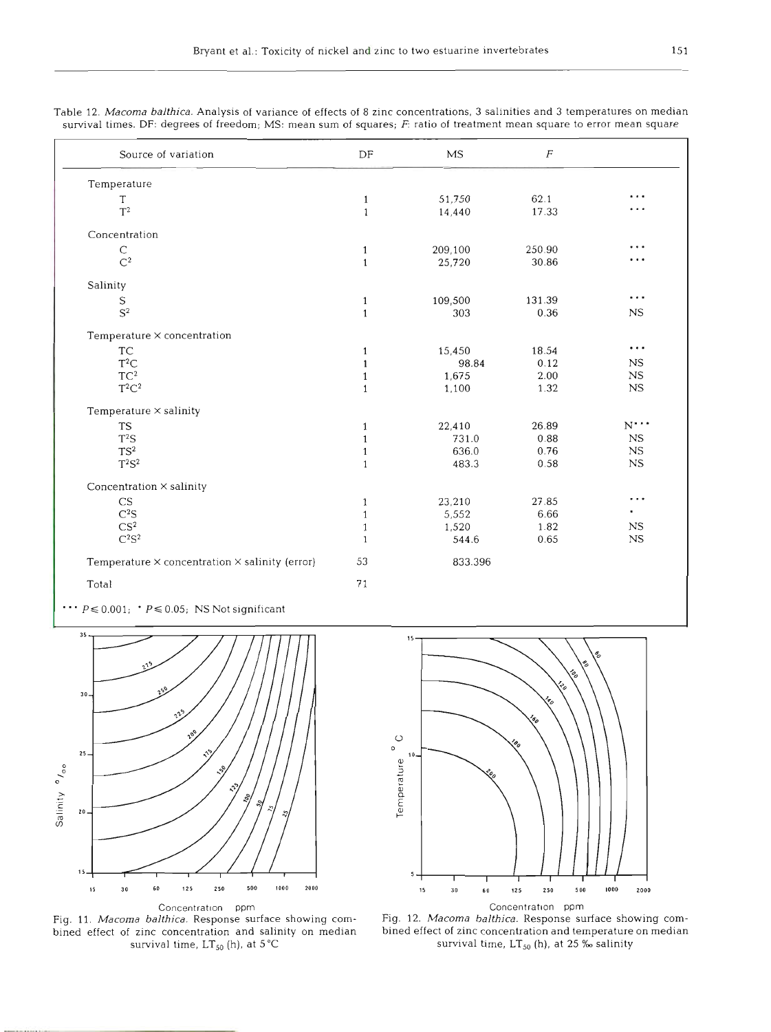Table 12. *Macoma balthica.* Analysis of variance of effects of 8 zinc concentrations, 3 salinities and 3 temperatures on median survival times. DF: degrees of freedom; MS: mean sum of squares; *F*: ratio of treatment mean square to error mean square

| Source of variation | DF | MS | *F* | |
|---|---|---|---|---|
| Temperature | | | | |
| T | 1 | 51,750 | 62.1 | *** |
| $T^2$ | 1 | 14,440 | 17.33 | *** |
| Concentration | | | | |
| C | 1 | 209,100 | 250.90 | *** |
| $C^2$ | 1 | 25,720 | 30.86 | *** |
| Salinity | | | | |
| S | 1 | 109,500 | 131.39 | *** |
| $S^2$ | 1 | 303 | 0.36 | NS |
| Temperature × concentration | | | | |
| TC | 1 | 15,450 | 18.54 | *** |
| $T^2C$ | 1 | 98.84 | 0.12 | NS |
| $TC^2$ | 1 | 1,675 | 2.00 | NS |
| $T^2C^2$ | 1 | 1,100 | 1.32 | NS |
| Temperature × salinity | | | | |
| TS | 1 | 22,410 | 26.89 | N*** |
| $T^2S$ | 1 | 731.0 | 0.88 | NS |
| $TS^2$ | 1 | 636.0 | 0.76 | NS |
| $T^2S^2$ | 1 | 483.3 | 0.58 | NS |
| Concentration × salinity | | | | |
| CS | 1 | 23,210 | 27.85 | *** |
| $C^2S$ | 1 | 5,552 | 6.66 | * |
| $CS^2$ | 1 | 1,520 | 1.82 | NS |
| $C^2S^2$ | 1 | 544.6 | 0.65 | NS |
| Temperature × concentration × salinity (error) | 53 | 833.396 | | |
| Total | 71 | | | |

*** $P \leq 0.001$; * $P \leq 0.05$; NS Not significant

Salinity ‰
35
30
25
20
15
275
250
225
200
175
150
125
100
50
75
25
15 30 60 125 250 500 1000 2000
Concentration ppm

Fig. 11. *Macoma balthica.* Response surface showing combined effect of zinc concentration and salinity on median survival time, $LT_{50}$ (h), at 5 °C

Temperature °C
15
10
5
60
80
100
120
140
160
180
200
15 30 60 125 250 500 1000 2000
Concentration ppm

Fig. 12. *Macoma balthica.* Response surface showing combined effect of zinc concentration and temperature on median survival time, $LT_{50}$ (h), at 25 ‰ salinity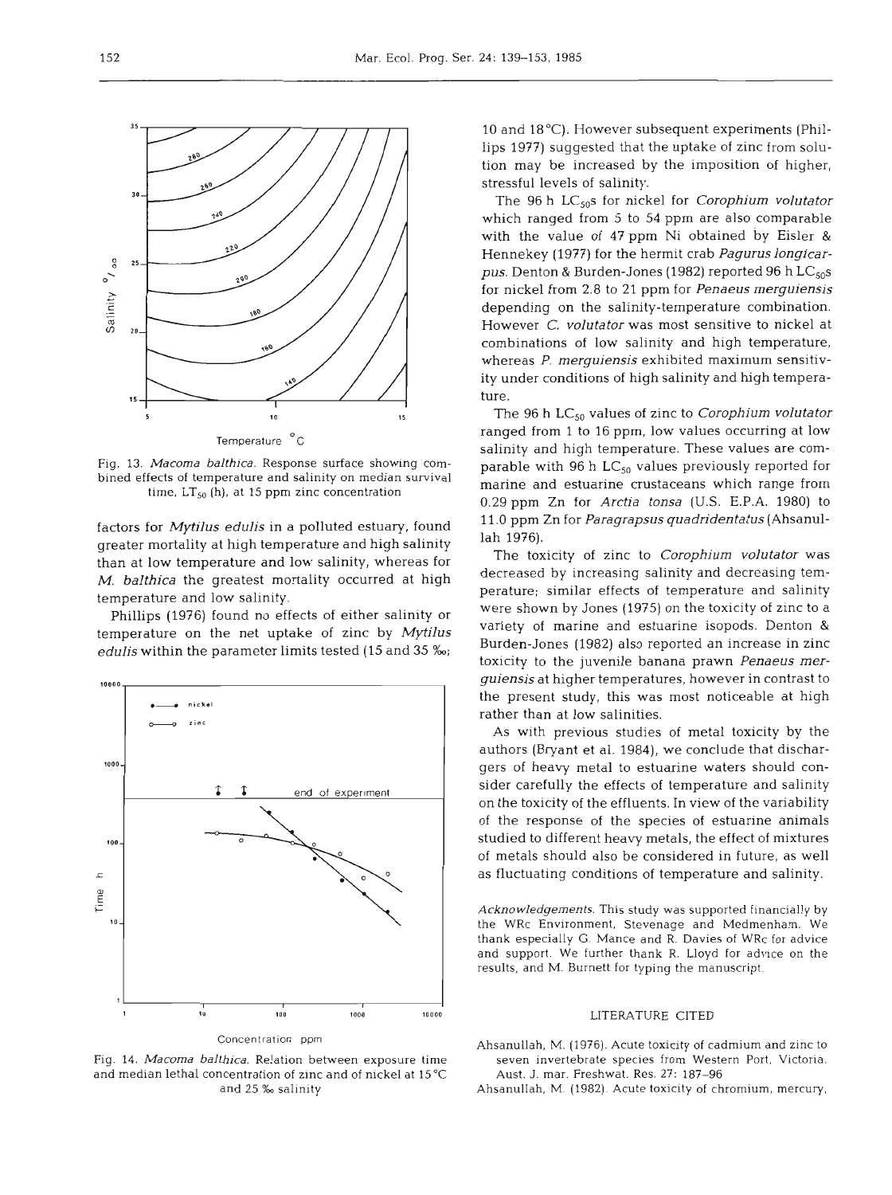35

30

25

20

15

280

260

240

220

200

180

160

140

5 10 15

Salinity ‰

Temperature °C

Fig. 13. *Macoma balthica*. Response surface showing combined effects of temperature and salinity on median survival time, $LT_{50}$ (h), at 15 ppm zinc concentration

factors for *Mytilus edulis* in a polluted estuary, found greater mortality at high temperature and high salinity than at low temperature and low salinity, whereas for *M. balthica* the greatest mortality occurred at high temperature and low salinity.

Phillips (1976) found no effects of either salinity or temperature on the net uptake of zinc by *Mytilus edulis* within the parameter limits tested (15 and 35 ‰; 10 and 18 °C). However subsequent experiments (Phillips 1977) suggested that the uptake of zinc from solution may be increased by the imposition of higher, stressful levels of salinity.

10000

1000

100

10

1

1 10 100 1000 10000

nickel

zinc

end of experiment

Time h

Concentration ppm

Fig. 14. *Macoma balthica*. Relation between exposure time and median lethal concentration of zinc and of nickel at 15 °C and 25 ‰ salinity

The 96 h $LC_{50}$s for nickel for *Corophium volutator* which ranged from 5 to 54 ppm are also comparable with the value of 47 ppm Ni obtained by Eisler & Hennekey (1977) for the hermit crab *Pagurus longicarpus*. Denton & Burden-Jones (1982) reported 96 h $LC_{50}$s for nickel from 2.8 to 21 ppm for *Penaeus merguiensis* depending on the salinity-temperature combination. However *C. volutator* was most sensitive to nickel at combinations of low salinity and high temperature, whereas *P. merguiensis* exhibited maximum sensitivity under conditions of high salinity and high temperature.

The 96 h $LC_{50}$ values of zinc to *Corophium volutator* ranged from 1 to 16 ppm, low values occurring at low salinity and high temperature. These values are comparable with 96 h $LC_{50}$ values previously reported for marine and estuarine crustaceans which range from 0.29 ppm Zn for *Arctia tonsa* (U.S. E.P.A. 1980) to 11.0 ppm Zn for *Paragrapsus quadridentatus* (Ahsanullah 1976).

The toxicity of zinc to *Corophium volutator* was decreased by increasing salinity and decreasing temperature; similar effects of temperature and salinity were shown by Jones (1975) on the toxicity of zinc to a variety of marine and estuarine isopods. Denton & Burden-Jones (1982) also reported an increase in zinc toxicity to the juvenile banana prawn *Penaeus merguiensis* at higher temperatures, however in contrast to the present study, this was most noticeable at high rather than at low salinities.

As with previous studies of metal toxicity by the authors (Bryant et al. 1984), we conclude that dischargers of heavy metal to estuarine waters should consider carefully the effects of temperature and salinity on the toxicity of the effluents. In view of the variability of the response of the species of estuarine animals studied to different heavy metals, the effect of mixtures of metals should also be considered in future, as well as fluctuating conditions of temperature and salinity.

*Acknowledgements*. This study was supported financially by the WRc Environment, Stevenage and Medmenham. We thank especially G. Mance and R. Davies of WRc for advice and support. We further thank R. Lloyd for advice on the results, and M. Burnett for typing the manuscript.

## LITERATURE CITED

Ahsanullah, M. (1976). Acute toxicity of cadmium and zinc to seven invertebrate species from Western Port, Victoria. Aust. J. mar. Freshwat. Res. 27: 187–96

Ahsanullah, M. (1982). Acute toxicity of chromium, mercury,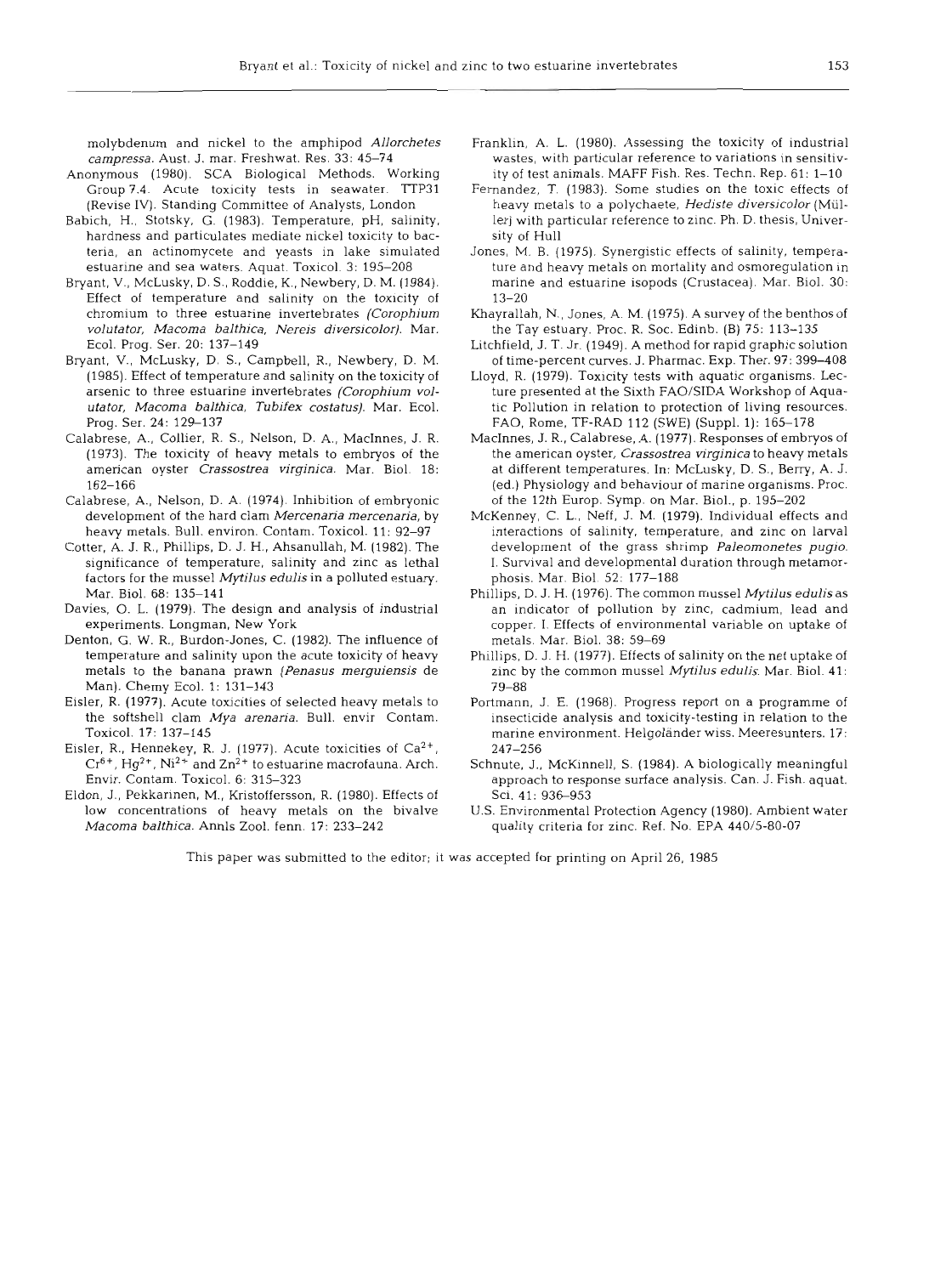molybdenum and nickel to the amphipod *Allorchetes campressa*. Aust. J. mar. Freshwat. Res. 33: 45–74

Anonymous (1980). SCA Biological Methods. Working Group 7.4. Acute toxicity tests in seawater. TTP31 (Revise IV). Standing Committee of Analysts, London

Babich, H., Stotsky, G. (1983). Temperature, pH, salinity, hardness and particulates mediate nickel toxicity to bacteria, an actinomycete and yeasts in lake simulated estuarine and sea waters. Aquat. Toxicol. 3: 195–208

Bryant, V., McLusky, D. S., Roddie, K., Newbery, D. M. (1984). Effect of temperature and salinity on the toxicity of chromium to three estuarine invertebrates (*Corophium volutator, Macoma balthica, Nereis diversicolor)*. Mar. Ecol. Prog. Ser. 20: 137–149

Bryant, V., McLusky, D. S., Campbell, R., Newbery, D. M. (1985). Effect of temperature and salinity on the toxicity of arsenic to three estuarine invertebrates *(Corophium volutator, Macoma balthica, Tubifex costatus)*. Mar. Ecol. Prog. Ser. 24: 129–137

Calabrese, A., Collier, R. S., Nelson, D. A., MacInnes, J. R. (1973). The toxicity of heavy metals to embryos of the american oyster *Crassostrea virginica*. Mar. Biol. 18: 162–166

Calabrese, A., Nelson, D. A. (1974). Inhibition of embryonic development of the hard clam *Mercenaria mercenaria*, by heavy metals. Bull. environ. Contam. Toxicol. 11: 92–97

Cotter, A. J. R., Phillips, D. J. H., Ahsanullah, M. (1982). The significance of temperature, salinity and zinc as lethal factors for the mussel *Mytilus edulis* in a polluted estuary. Mar. Biol. 68: 135–141

Davies, O. L. (1979). The design and analysis of industrial experiments. Longman, New York

Denton, G. W. R., Burdon-Jones, C. (1982). The influence of temperature and salinity upon the acute toxicity of heavy metals to the banana prawn *(Penasus merguiensis* de Man). Chemy Ecol. 1: 131–143

Eisler, R. (1977). Acute toxicities of selected heavy metals to the softshell clam *Mya arenaria*. Bull. envir Contam. Toxicol. 17: 137–145

Eisler, R., Hennekey, R. J. (1977). Acute toxicities of $Ca^{2+}$, $Cr^{6+}$, $Hg^{2+}$, $Ni^{2+}$ and $Zn^{2+}$ to estuarine macrofauna. Arch. Envir. Contam. Toxicol. 6: 315–323

Eldon, J., Pekkarinen, M., Kristoffersson, R. (1980). Effects of low concentrations of heavy metals on the bivalve *Macoma balthica*. Annls Zool. fenn. 17: 233–242

Franklin, A. L. (1980). Assessing the toxicity of industrial wastes, with particular reference to variations in sensitivity of test animals. MAFF Fish. Res. Techn. Rep. 61: 1–10

Fernandez, T. (1983). Some studies on the toxic effects of heavy metals to a polychaete, *Hediste diversicolor* (Müller) with particular reference to zinc. Ph. D. thesis, University of Hull

Jones, M. B. (1975). Synergistic effects of salinity, temperature and heavy metals on mortality and osmoregulation in marine and estuarine isopods (Crustacea). Mar. Biol. 30: 13–20

Khayrallah, N., Jones, A. M. (1975). A survey of the benthos of the Tay estuary. Proc. R. Soc. Edinb. (B) 75: 113–135

Litchfield, J. T. Jr. (1949). A method for rapid graphic solution of time-percent curves. J. Pharmac. Exp. Ther. 97: 399–408

Lloyd, R. (1979). Toxicity tests with aquatic organisms. Lecture presented at the Sixth FAO/SIDA Workshop of Aquatic Pollution in relation to protection of living resources. FAO, Rome, TF-RAD 112 (SWE) (Suppl. 1): 165–178

MacInnes, J. R., Calabrese, A. (1977). Responses of embryos of the american oyster, *Crassostrea virginica* to heavy metals at different temperatures. In: McLusky, D. S., Berry, A. J. (ed.) Physiology and behaviour of marine organisms. Proc. of the 12th Europ. Symp. on Mar. Biol., p. 195–202

McKenney, C. L., Neff, J. M. (1979). Individual effects and interactions of salinity, temperature, and zinc on larval development of the grass shrimp *Paleomonetes pugio*. I. Survival and developmental duration through metamorphosis. Mar. Biol. 52: 177–188

Phillips, D. J. H. (1976). The common mussel *Mytilus edulis* as an indicator of pollution by zinc, cadmium, lead and copper. I. Effects of environmental variable on uptake of metals. Mar. Biol. 38: 59–69

Phillips, D. J. H. (1977). Effects of salinity on the net uptake of zinc by the common mussel *Mytilus edulis*. Mar. Biol. 41: 79–88

Portmann, J. E. (1968). Progress report on a programme of insecticide analysis and toxicity-testing in relation to the marine environment. Helgoländer wiss. Meeresunters. 17: 247–256

Schnute, J., McKinnell, S. (1984). A biologically meaningful approach to response surface analysis. Can. J. Fish. aquat. Sci. 41: 936–953

U.S. Environmental Protection Agency (1980). Ambient water quality criteria for zinc. Ref. No. EPA 440/5-80-07

This paper was submitted to the editor; it was accepted for printing on April 26, 1985